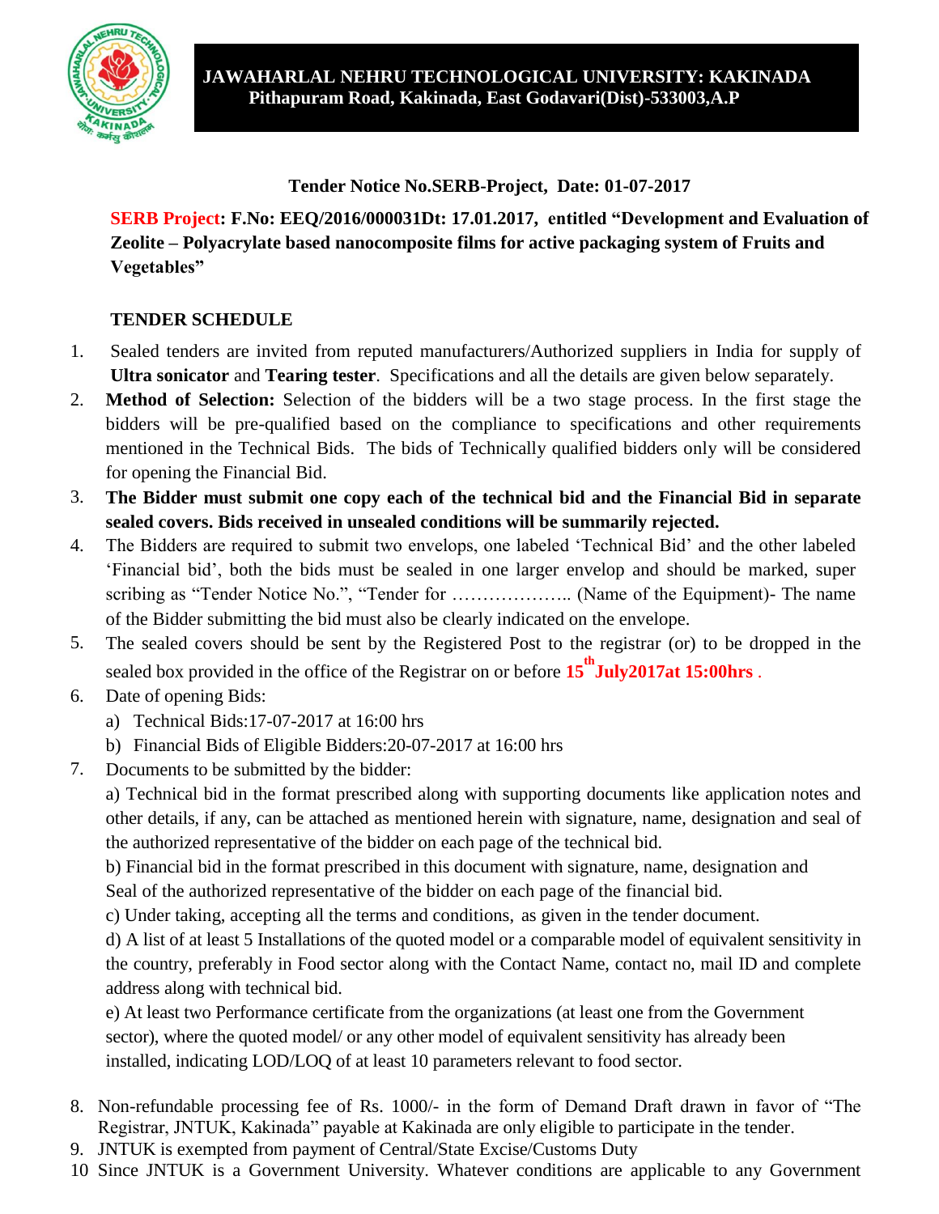# JAWAHARLAL NEHRU TECHNOLOGICAL UNIVERSITY: KAKINADA
## Pithapuram Road, Kakinada, East Godavari(Dist)-533003,A.P

**Tender Notice No.SERB-Project, Date: 01-07-2017**

**SERB Project: F.No: EEQ/2016/000031Dt: 17.01.2017, entitled "Development and Evaluation of Zeolite – Polyacrylate based nanocomposite films for active packaging system of Fruits and Vegetables"**

**TENDER SCHEDULE**

1. Sealed tenders are invited from reputed manufacturers/Authorized suppliers in India for supply of **Ultra sonicator** and **Tearing tester**. Specifications and all the details are given below separately.
2. **Method of Selection:** Selection of the bidders will be a two stage process. In the first stage the bidders will be pre-qualified based on the compliance to specifications and other requirements mentioned in the Technical Bids. The bids of Technically qualified bidders only will be considered for opening the Financial Bid.
3. **The Bidder must submit one copy each of the technical bid and the Financial Bid in separate sealed covers. Bids received in unsealed conditions will be summarily rejected.**
4. The Bidders are required to submit two envelops, one labeled 'Technical Bid' and the other labeled 'Financial bid', both the bids must be sealed in one larger envelop and should be marked, super scribing as "Tender Notice No.", "Tender for ……………….. (Name of the Equipment)- The name of the Bidder submitting the bid must also be clearly indicated on the envelope.
5. The sealed covers should be sent by the Registered Post to the registrar (or) to be dropped in the sealed box provided in the office of the Registrar on or before **15th July2017at 15:00hrs** .
6. Date of opening Bids:
   a) Technical Bids:17-07-2017 at 16:00 hrs
   b) Financial Bids of Eligible Bidders:20-07-2017 at 16:00 hrs
7. Documents to be submitted by the bidder:
   a) Technical bid in the format prescribed along with supporting documents like application notes and other details, if any, can be attached as mentioned herein with signature, name, designation and seal of the authorized representative of the bidder on each page of the technical bid.
   b) Financial bid in the format prescribed in this document with signature, name, designation and Seal of the authorized representative of the bidder on each page of the financial bid.
   c) Under taking, accepting all the terms and conditions, as given in the tender document.
   d) A list of at least 5 Installations of the quoted model or a comparable model of equivalent sensitivity in the country, preferably in Food sector along with the Contact Name, contact no, mail ID and complete address along with technical bid.
   e) At least two Performance certificate from the organizations (at least one from the Government sector), where the quoted model/ or any other model of equivalent sensitivity has already been installed, indicating LOD/LOQ of at least 10 parameters relevant to food sector.
8. Non-refundable processing fee of Rs. 1000/- in the form of Demand Draft drawn in favor of "The Registrar, JNTUK, Kakinada" payable at Kakinada are only eligible to participate in the tender.
9. JNTUK is exempted from payment of Central/State Excise/Customs Duty
10. Since JNTUK is a Government University. Whatever conditions are applicable to any Government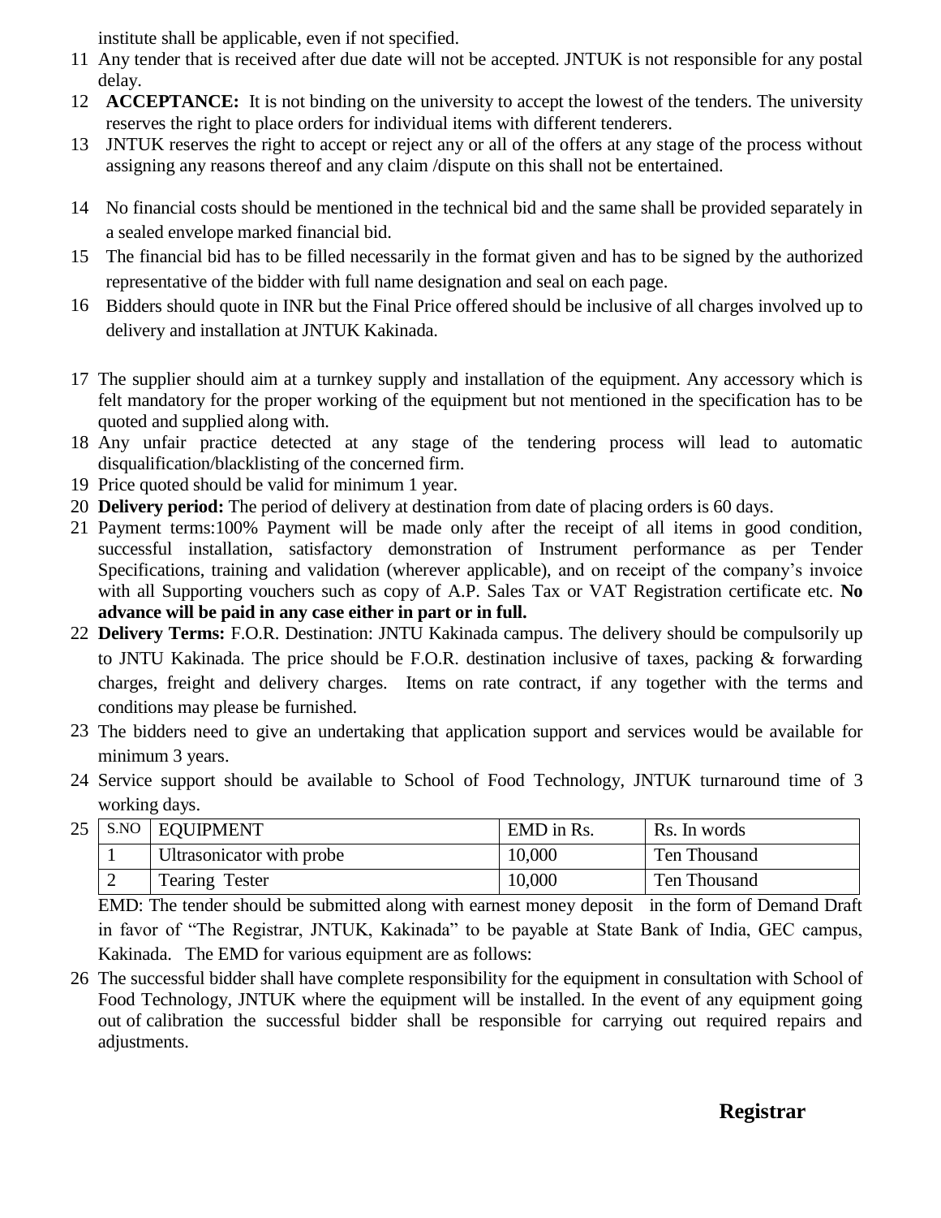institute shall be applicable, even if not specified.

11. Any tender that is received after due date will not be accepted. JNTUK is not responsible for any postal delay.
12. **ACCEPTANCE:** It is not binding on the university to accept the lowest of the tenders. The university reserves the right to place orders for individual items with different tenderers.
13. JNTUK reserves the right to accept or reject any or all of the offers at any stage of the process without assigning any reasons thereof and any claim /dispute on this shall not be entertained.
14. No financial costs should be mentioned in the technical bid and the same shall be provided separately in a sealed envelope marked financial bid.
15. The financial bid has to be filled necessarily in the format given and has to be signed by the authorized representative of the bidder with full name designation and seal on each page.
16. Bidders should quote in INR but the Final Price offered should be inclusive of all charges involved up to delivery and installation at JNTUK Kakinada.
17. The supplier should aim at a turnkey supply and installation of the equipment. Any accessory which is felt mandatory for the proper working of the equipment but not mentioned in the specification has to be quoted and supplied along with.
18. Any unfair practice detected at any stage of the tendering process will lead to automatic disqualification/blacklisting of the concerned firm.
19. Price quoted should be valid for minimum 1 year.
20. **Delivery period:** The period of delivery at destination from date of placing orders is 60 days.
21. Payment terms:100% Payment will be made only after the receipt of all items in good condition, successful installation, satisfactory demonstration of Instrument performance as per Tender Specifications, training and validation (wherever applicable), and on receipt of the company's invoice with all Supporting vouchers such as copy of A.P. Sales Tax or VAT Registration certificate etc. **No advance will be paid in any case either in part or in full.**
22. **Delivery Terms:** F.O.R. Destination: JNTU Kakinada campus. The delivery should be compulsorily up to JNTU Kakinada. The price should be F.O.R. destination inclusive of taxes, packing & forwarding charges, freight and delivery charges. Items on rate contract, if any together with the terms and conditions may please be furnished.
23. The bidders need to give an undertaking that application support and services would be available for minimum 3 years.
24. Service support should be available to School of Food Technology, JNTUK turnaround time of 3 working days.
25. 

| S.NO | EQUIPMENT | EMD in Rs. | Rs. In words |
|---|---|---|---|
| 1 | Ultrasonicator with probe | 10,000 | Ten Thousand |
| 2 | Tearing Tester | 10,000 | Ten Thousand |

EMD: The tender should be submitted along with earnest money deposit in the form of Demand Draft in favor of "The Registrar, JNTUK, Kakinada" to be payable at State Bank of India, GEC campus, Kakinada. The EMD for various equipment are as follows:

26. The successful bidder shall have complete responsibility for the equipment in consultation with School of Food Technology, JNTUK where the equipment will be installed. In the event of any equipment going out of calibration the successful bidder shall be responsible for carrying out required repairs and adjustments.

**Registrar**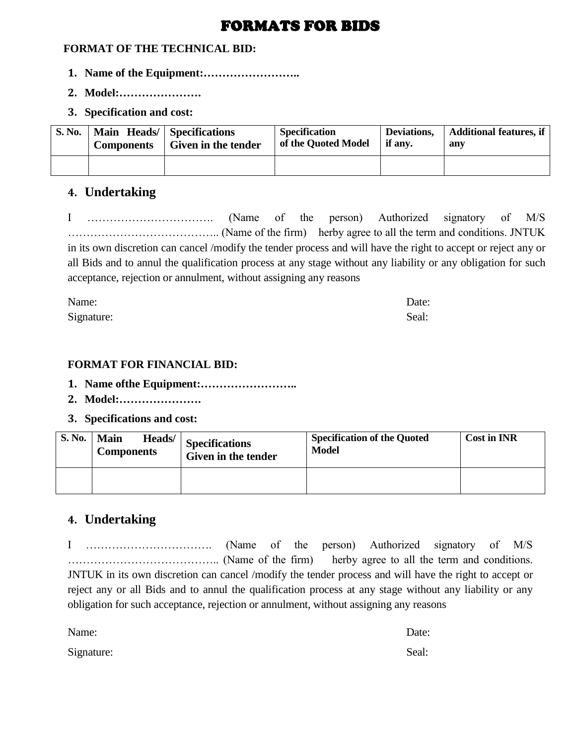# FORMATS FOR BIDS

**FORMAT OF THE TECHNICAL BID:**

1. **Name of the Equipment:……………………..**
2. **Model:………………….**
3. **Specification and cost:**

| S. No. | Main Heads/ Components | Specifications Given in the tender | Specification of the Quoted Model | Deviations, if any. | Additional features, if any |
|---|---|---|---|---|---|
| | | | | | |

## 4. Undertaking

I ……………………………. (Name of the person) Authorized signatory of M/S ………………………………….. (Name of the firm) herby agree to all the term and conditions. JNTUK in its own discretion can cancel /modify the tender process and will have the right to accept or reject any or all Bids and to annul the qualification process at any stage without any liability or any obligation for such acceptance, rejection or annulment, without assigning any reasons

Name: Date:
Signature: Seal:

**FORMAT FOR FINANCIAL BID:**

1. **Name ofthe Equipment:……………………..**
2. **Model:………………….**
3. **Specifications and cost:**

| S. No. | Main Heads/ Components | Specifications Given in the tender | Specification of the Quoted Model | Cost in INR |
|---|---|---|---|---|
| | | | | |

## 4. Undertaking

I ……………………………. (Name of the person) Authorized signatory of M/S ………………………………….. (Name of the firm) herby agree to all the term and conditions. JNTUK in its own discretion can cancel /modify the tender process and will have the right to accept or reject any or all Bids and to annul the qualification process at any stage without any liability or any obligation for such acceptance, rejection or annulment, without assigning any reasons

Name: Date:

Signature: Seal: